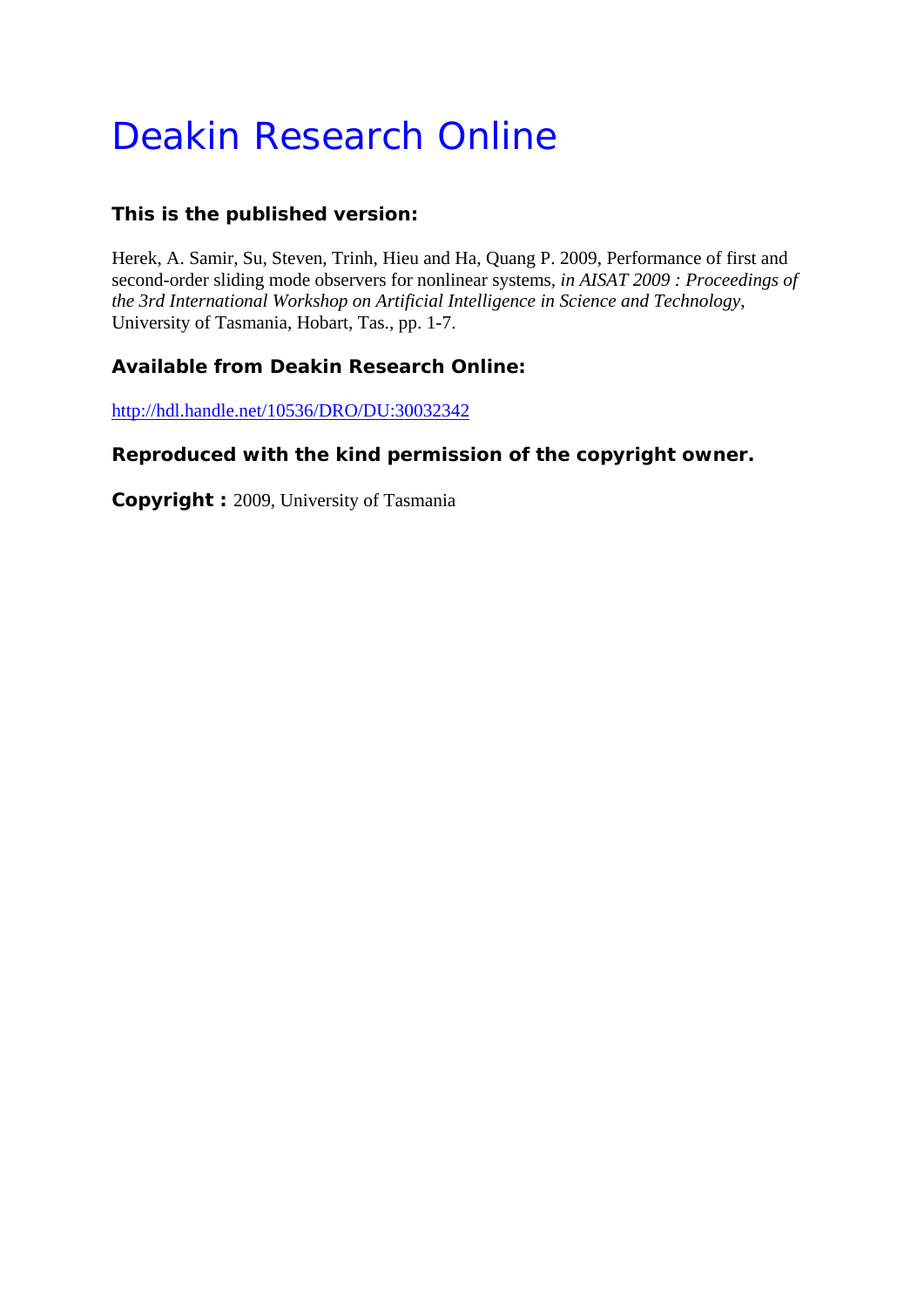# Deakin Research Online

### This is the published version:

Herek, A. Samir, Su, Steven, Trinh, Hieu and Ha, Quang P. 2009, Performance of first and second-order sliding mode observers for nonlinear systems, *in AISAT 2009 : Proceedings of the 3rd International Workshop on Artificial Intelligence in Science and Technology*, University of Tasmania, Hobart, Tas., pp. 1-7.

### Available from Deakin Research Online:

http://hdl.handle.net/10536/DRO/DU:30032342

### Reproduced with the kind permission of the copyright owner.

**Copyright :** 2009, University of Tasmania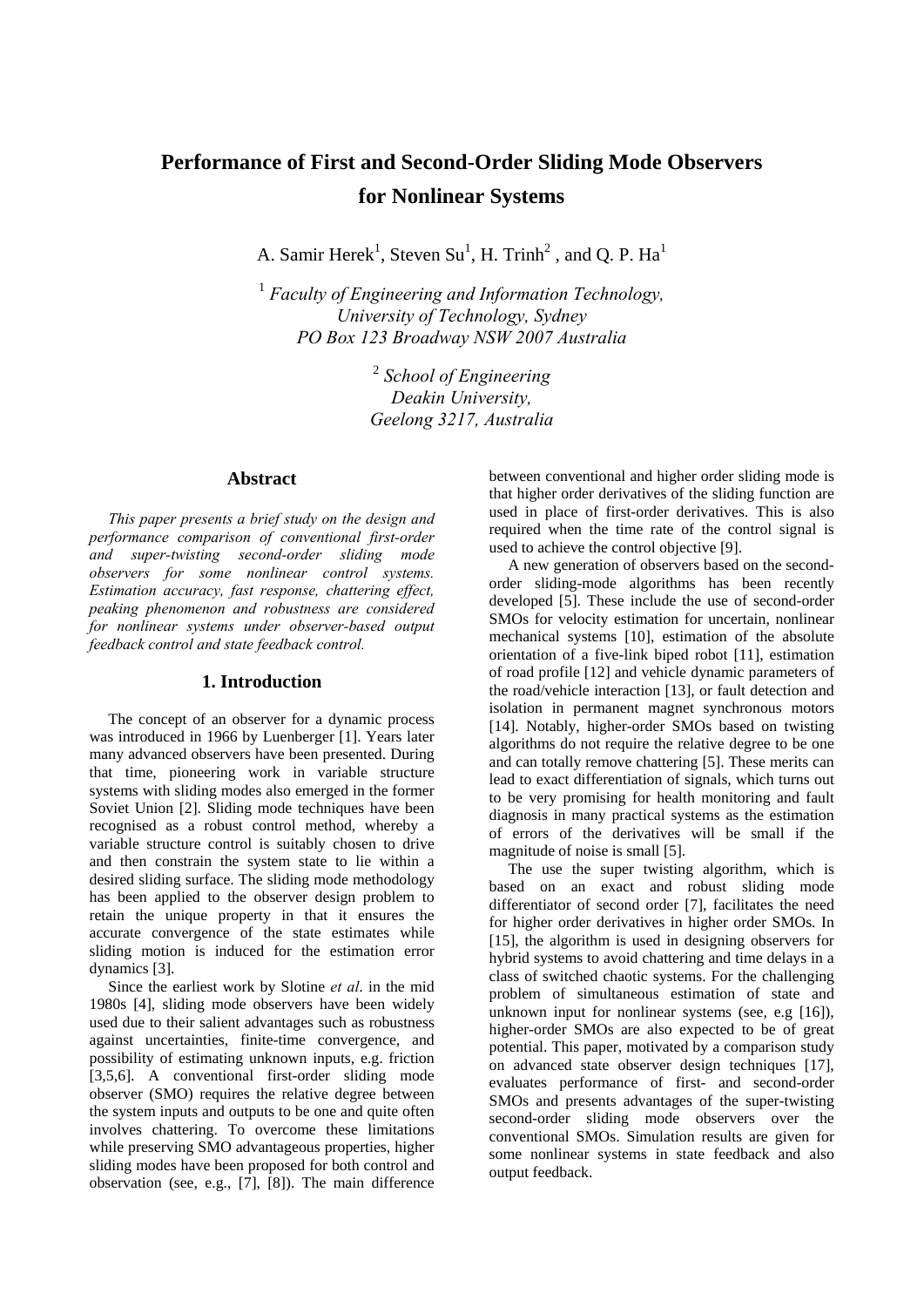# Performance of First and Second-Order Sliding Mode Observers for Nonlinear Systems

A. Samir Herek[1], Steven Su[1], H. Trinh[2] , and Q. P. Ha[1]

[1] *Faculty of Engineering and Information Technology, University of Technology, Sydney PO Box 123 Broadway NSW 2007 Australia*

[2] *School of Engineering Deakin University, Geelong 3217, Australia*

## Abstract

*This paper presents a brief study on the design and performance comparison of conventional first-order and super-twisting second-order sliding mode observers for some nonlinear control systems. Estimation accuracy, fast response, chattering effect, peaking phenomenon and robustness are considered for nonlinear systems under observer-based output feedback control and state feedback control.*

## 1. Introduction

The concept of an observer for a dynamic process was introduced in 1966 by Luenberger [1]. Years later many advanced observers have been presented. During that time, pioneering work in variable structure systems with sliding modes also emerged in the former Soviet Union [2]. Sliding mode techniques have been recognised as a robust control method, whereby a variable structure control is suitably chosen to drive and then constrain the system state to lie within a desired sliding surface. The sliding mode methodology has been applied to the observer design problem to retain the unique property in that it ensures the accurate convergence of the state estimates while sliding motion is induced for the estimation error dynamics [3].

Since the earliest work by Slotine *et al*. in the mid 1980s [4], sliding mode observers have been widely used due to their salient advantages such as robustness against uncertainties, finite-time convergence, and possibility of estimating unknown inputs, e.g. friction [3,5,6]. A conventional first-order sliding mode observer (SMO) requires the relative degree between the system inputs and outputs to be one and quite often involves chattering. To overcome these limitations while preserving SMO advantageous properties, higher sliding modes have been proposed for both control and observation (see, e.g., [7], [8]). The main difference between conventional and higher order sliding mode is that higher order derivatives of the sliding function are used in place of first-order derivatives. This is also required when the time rate of the control signal is used to achieve the control objective [9].

A new generation of observers based on the second-order sliding-mode algorithms has been recently developed [5]. These include the use of second-order SMOs for velocity estimation for uncertain, nonlinear mechanical systems [10], estimation of the absolute orientation of a five-link biped robot [11], estimation of road profile [12] and vehicle dynamic parameters of the road/vehicle interaction [13], or fault detection and isolation in permanent magnet synchronous motors [14]. Notably, higher-order SMOs based on twisting algorithms do not require the relative degree to be one and can totally remove chattering [5]. These merits can lead to exact differentiation of signals, which turns out to be very promising for health monitoring and fault diagnosis in many practical systems as the estimation of errors of the derivatives will be small if the magnitude of noise is small [5].

The use the super twisting algorithm, which is based on an exact and robust sliding mode differentiator of second order [7], facilitates the need for higher order derivatives in higher order SMOs. In [15], the algorithm is used in designing observers for hybrid systems to avoid chattering and time delays in a class of switched chaotic systems. For the challenging problem of simultaneous estimation of state and unknown input for nonlinear systems (see, e.g [16]), higher-order SMOs are also expected to be of great potential. This paper, motivated by a comparison study on advanced state observer design techniques [17], evaluates performance of first- and second-order SMOs and presents advantages of the super-twisting second-order sliding mode observers over the conventional SMOs. Simulation results are given for some nonlinear systems in state feedback and also output feedback.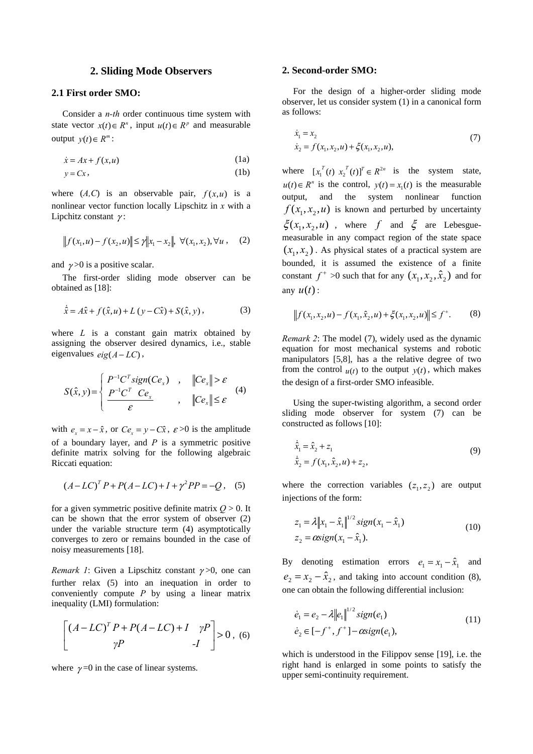## 2. Sliding Mode Observers

### 2.1 First order SMO:

Consider a *n-th* order continuous time system with state vector $x(t) \in R^n$, input $u(t) \in R^p$ and measurable output $y(t) \in R^m$:

$$\dot{x} = Ax + f(x,u) \tag{1a}$$

$$y = Cx, \tag{1b}$$

where $(A,C)$ is an observable pair, $f(x,u)$ is a nonlinear vector function locally Lipschitz in $x$ with a Lipchitz constant $\gamma$:

$$\|f(x_1,u) - f(x_2,u)\| \le \gamma \|x_1 - x_2\|, \ \forall (x_1,x_2), \forall u, \tag{2}$$

and $\gamma$>0 is a positive scalar.

The first-order sliding mode observer can be obtained as [18]:

$$\dot{\hat{x}} = A\hat{x} + f(\hat{x},u) + L\,(y - C\hat{x}) + S(\hat{x},y), \tag{3}$$

where $L$ is a constant gain matrix obtained by assigning the observer desired dynamics, i.e., stable eigenvalues $eig(A-LC)$,

$$S(\hat{x},y) = \begin{cases} P^{-1}C^T sign(Ce_x) & , \quad \|Ce_x\| > \varepsilon \\ \dfrac{P^{-1}C^T \ Ce_x}{\varepsilon} & , \quad \|Ce_x\| \le \varepsilon \end{cases} \tag{4}$$

with $e_x = x - \hat{x}$, or $Ce_x = y - C\hat{x}$, $\varepsilon$>0 is the amplitude of a boundary layer, and $P$ is a symmetric positive definite matrix solving for the following algebraic Riccati equation:

$$(A-LC)^T P + P(A-LC) + I + \gamma^2 PP = -Q, \tag{5}$$

for a given symmetric positive definite matrix $Q$ > 0. It can be shown that the error system of observer (2) under the variable structure term (4) asymptotically converges to zero or remains bounded in the case of noisy measurements [18].

*Remark 1*: Given a Lipschitz constant $\gamma$>0, one can further relax (5) into an inequation in order to conveniently compute $P$ by using a linear matrix inequality (LMI) formulation:

$$\begin{bmatrix} (A-LC)^T P + P(A-LC) + I & \gamma P \\ \gamma P & -I \end{bmatrix} > 0, \tag{6}$$

where $\gamma$=0 in the case of linear systems.

## 2. Second-order SMO:

For the design of a higher-order sliding mode observer, let us consider system (1) in a canonical form as follows:

$$\begin{aligned} \dot{x}_1 &= x_2 \\ \dot{x}_2 &= f(x_1,x_2,u) + \xi(x_1,x_2,u), \end{aligned} \tag{7}$$

where $[x_1^T(t) \ x_2^T(t)]^T \in R^{2n}$ is the system state, $u(t) \in R^n$ is the control, $y(t) = x_1(t)$ is the measurable output, and the system nonlinear function $f(x_1,x_2,u)$ is known and perturbed by uncertainty $\xi(x_1,x_2,u)$, where $f$ and $\xi$ are Lebesgue-measurable in any compact region of the state space $(x_1,x_2)$. As physical states of a practical system are bounded, it is assumed the existence of a finite constant $f^+$ >0 such that for any $(x_1,x_2,\hat{x}_2)$ and for any $u(t)$:

$$\|f(x_1,x_2,u) - f(x_1,\hat{x}_2,u) + \xi(x_1,x_2,u)\| \le f^+. \tag{8}$$

*Remark 2*: The model (7), widely used as the dynamic equation for most mechanical systems and robotic manipulators [5,8], has a the relative degree of two from the control $u(t)$ to the output $y(t)$, which makes the design of a first-order SMO infeasible.

Using the super-twisting algorithm, a second order sliding mode observer for system (7) can be constructed as follows [10]:

$$\begin{aligned} \dot{\hat{x}}_1 &= \hat{x}_2 + z_1 \\ \dot{\hat{x}}_2 &= f(x_1,\hat{x}_2,u) + z_2, \end{aligned} \tag{9}$$

where the correction variables $(z_1,z_2)$ are output injections of the form:

$$\begin{aligned} z_1 &= \lambda \|x_1 - \hat{x}_1\|^{1/2} sign(x_1 - \hat{x}_1) \\ z_2 &= \alpha sign(x_1 - \hat{x}_1). \end{aligned} \tag{10}$$

By denoting estimation errors $e_1 = x_1 - \hat{x}_1$ and $e_2 = x_2 - \hat{x}_2$, and taking into account condition (8), one can obtain the following differential inclusion:

$$\begin{aligned} \dot{e}_1 &= e_2 - \lambda \|e_1\|^{1/2} sign(e_1) \\ \dot{e}_2 &\in [-f^+, f^+] - \alpha sign(e_1), \end{aligned} \tag{11}$$

which is understood in the Filippov sense [19], i.e. the right hand is enlarged in some points to satisfy the upper semi-continuity requirement.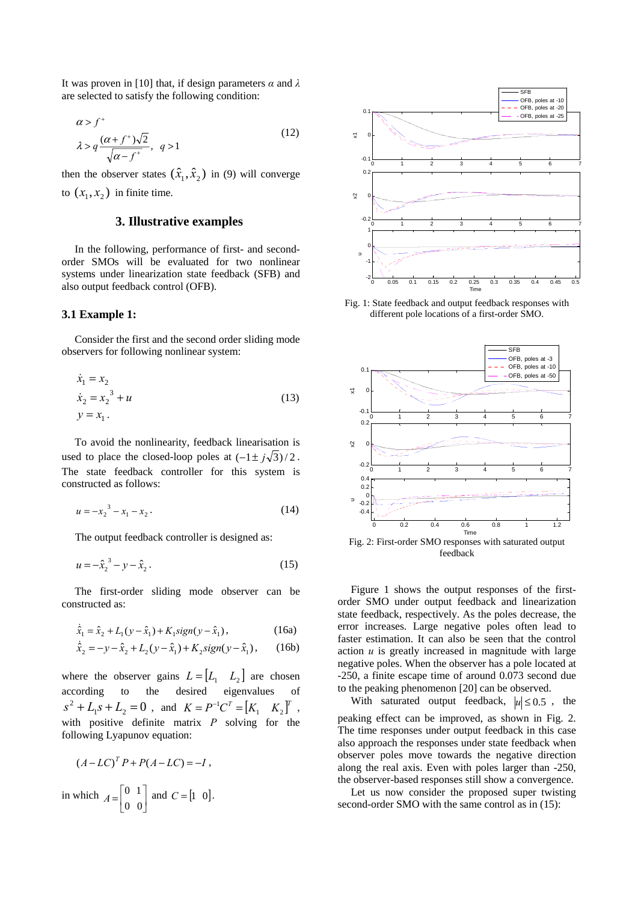It was proven in [10] that, if design parameters $\alpha$ and $\lambda$ are selected to satisfy the following condition:

$$\alpha > f^+$$
$$\lambda > q\frac{(\alpha + f^+)\sqrt{2}}{\sqrt{\alpha - f^+}}, \quad q > 1 \tag{12}$$

then the observer states $(\hat{x}_1, \hat{x}_2)$ in (9) will converge to $(x_1, x_2)$ in finite time.

## 3. Illustrative examples

In the following, performance of first- and second-order SMOs will be evaluated for two nonlinear systems under linearization state feedback (SFB) and also output feedback control (OFB).

### 3.1 Example 1:

Consider the first and the second order sliding mode observers for following nonlinear system:

$$\dot{x}_1 = x_2$$
$$\dot{x}_2 = {x_2}^3 + u \tag{13}$$
$$y = x_1 .$$

To avoid the nonlinearity, feedback linearisation is used to place the closed-loop poles at $(-1 \pm j\sqrt{3})/2$. The state feedback controller for this system is constructed as follows:

$$u = -{x_2}^3 - x_1 - x_2 . \tag{14}$$

The output feedback controller is designed as:

$$u = -{\hat{x}_2}^3 - y - \hat{x}_2 . \tag{15}$$

The first-order sliding mode observer can be constructed as:

$$\dot{\hat{x}}_1 = \hat{x}_2 + L_1(y - \hat{x}_1) + K_1 sign(y - \hat{x}_1), \tag{16a}$$
$$\dot{\hat{x}}_2 = -y - \hat{x}_2 + L_2(y - \hat{x}_1) + K_2 sign(y - \hat{x}_1), \tag{16b}$$

where the observer gains $L = [L_1 \quad L_2]$ are chosen according to the desired eigenvalues of $s^2 + L_1 s + L_2 = 0$, and $K = P^{-1}C^T = [K_1 \quad K_2]^T$, with positive definite matrix $P$ solving for the following Lyapunov equation:

$$(A - LC)^T P + P(A - LC) = -I ,$$

in which $A = \begin{bmatrix} 0 & 1 \\ 0 & 0 \end{bmatrix}$ and $C = [1 \quad 0]$.

Fig. 1: State feedback and output feedback responses with different pole locations of a first-order SMO.

Fig. 2: First-order SMO responses with saturated output feedback

Figure 1 shows the output responses of the first-order SMO under output feedback and linearization state feedback, respectively. As the poles decrease, the error increases. Large negative poles often lead to faster estimation. It can also be seen that the control action $u$ is greatly increased in magnitude with large negative poles. When the observer has a pole located at -250, a finite escape time of around 0.073 second due to the peaking phenomenon [20] can be observed.

With saturated output feedback, $|u| \le 0.5$, the peaking effect can be improved, as shown in Fig. 2. The time responses under output feedback in this case also approach the responses under state feedback when observer poles move towards the negative direction along the real axis. Even with poles larger than -250, the observer-based responses still show a convergence.

Let us now consider the proposed super twisting second-order SMO with the same control as in (15):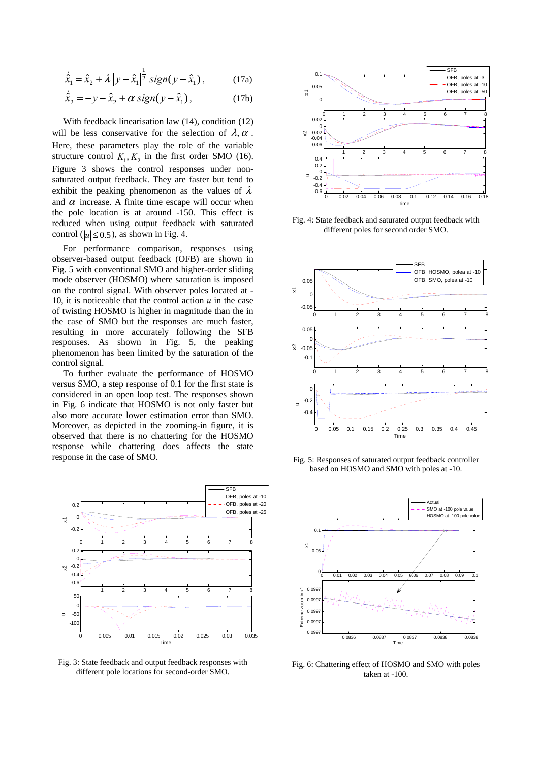$$\dot{\hat{x}}_1 = \hat{x}_2 + \lambda \left| y - \hat{x}_1 \right|^{\frac{1}{2}} sign(y - \hat{x}_1), \qquad (17a)$$

$$\dot{\hat{x}}_2 = -y - \hat{x}_2 + \alpha \, sign(y - \hat{x}_1), \qquad (17b)$$

With feedback linearisation law (14), condition (12) will be less conservative for the selection of $\lambda, \alpha$. Here, these parameters play the role of the variable structure control $K_1, K_2$ in the first order SMO (16). Figure 3 shows the control responses under non-saturated output feedback. They are faster but tend to exhibit the peaking phenomenon as the values of $\lambda$ and $\alpha$ increase. A finite time escape will occur when the pole location is at around -150. This effect is reduced when using output feedback with saturated control ($|u| \leq 0.5$), as shown in Fig. 4.

For performance comparison, responses using observer-based output feedback (OFB) are shown in Fig. 5 with conventional SMO and higher-order sliding mode observer (HOSMO) where saturation is imposed on the control signal. With observer poles located at -10, it is noticeable that the control action $u$ in the case of twisting HOSMO is higher in magnitude than the in the case of SMO but the responses are much faster, resulting in more accurately following the SFB responses. As shown in Fig. 5, the peaking phenomenon has been limited by the saturation of the control signal.

To further evaluate the performance of HOSMO versus SMO, a step response of 0.1 for the first state is considered in an open loop test. The responses shown in Fig. 6 indicate that HOSMO is not only faster but also more accurate lower estimation error than SMO. Moreover, as depicted in the zooming-in figure, it is observed that there is no chattering for the HOSMO response while chattering does affects the state response in the case of SMO.

Fig. 3: State feedback and output feedback responses with different pole locations for second-order SMO.

Fig. 4: State feedback and saturated output feedback with different poles for second order SMO.

Fig. 5: Responses of saturated output feedback controller based on HOSMO and SMO with poles at -10.

Fig. 6: Chattering effect of HOSMO and SMO with poles taken at -100.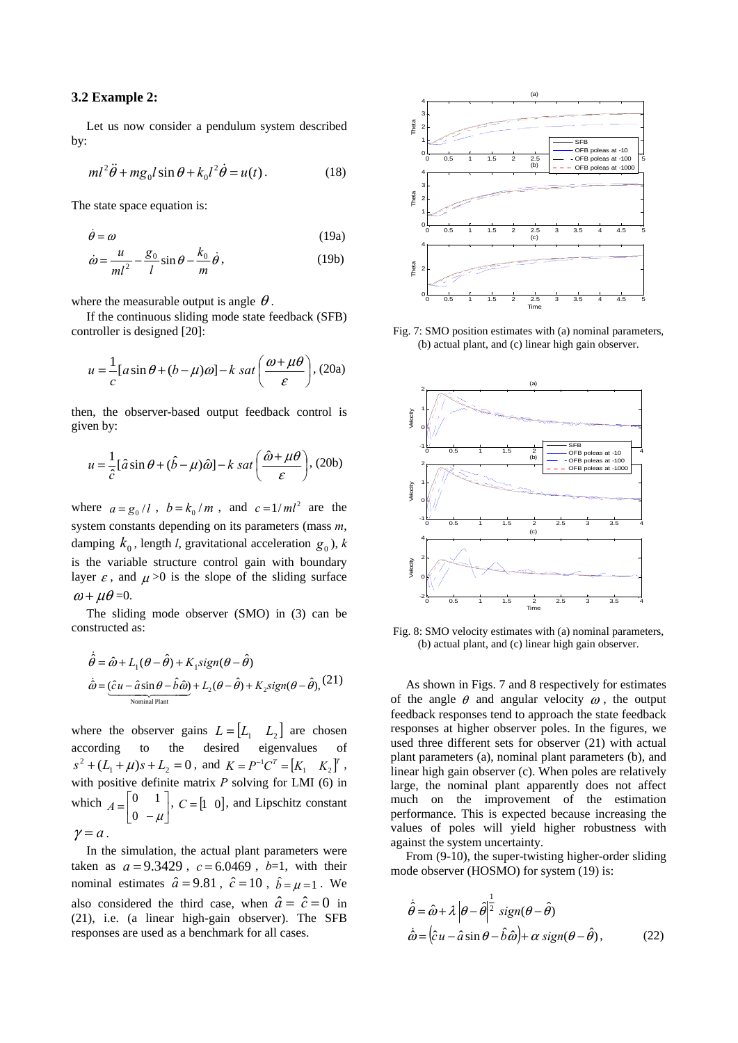### 3.2 Example 2:

Let us now consider a pendulum system described by:

$$ml^2\ddot{\theta} + mg_0 l \sin\theta + k_0 l^2 \dot{\theta} = u(t). \tag{18}$$

The state space equation is:

$$\dot{\theta} = \omega \tag{19a}$$

$$\dot{\omega} = \frac{u}{ml^2} - \frac{g_0}{l}\sin\theta - \frac{k_0}{m}\dot{\theta}, \tag{19b}$$

where the measurable output is angle $\theta$.

If the continuous sliding mode state feedback (SFB) controller is designed [20]:

$$u = \frac{1}{c}[a\sin\theta + (b-\mu)\omega] - k\ sat\left(\frac{\omega + \mu\theta}{\varepsilon}\right), \tag{20a}$$

then, the observer-based output feedback control is given by:

$$u = \frac{1}{\hat{c}}[\hat{a}\sin\theta + (\hat{b}-\mu)\hat{\omega}] - k\ sat\left(\frac{\hat{\omega} + \mu\theta}{\varepsilon}\right), \tag{20b}$$

where $a = g_0/l$, $b = k_0/m$, and $c = 1/ml^2$ are the system constants depending on its parameters (mass $m$, damping $k_0$, length $l$, gravitational acceleration $g_0$), $k$ is the variable structure control gain with boundary layer $\varepsilon$, and $\mu > 0$ is the slope of the sliding surface $\omega + \mu\theta = 0$.

The sliding mode observer (SMO) in (3) can be constructed as:

$$\begin{aligned}
\dot{\hat{\theta}} &= \hat{\omega} + L_1(\theta - \hat{\theta}) + K_1 sign(\theta - \hat{\theta}) \\
\dot{\hat{\omega}} &= \underbrace{(\hat{c}u - \hat{a}\sin\theta - \hat{b}\hat{\omega})}_{\text{Nominal Plant}} + L_2(\theta - \hat{\theta}) + K_2 sign(\theta - \hat{\theta}),
\end{aligned} \tag{21}$$

where the observer gains $L = [L_1 \quad L_2]$ are chosen according to the desired eigenvalues of $s^2 + (L_1 + \mu)s + L_2 = 0$, and $K = P^{-1}C^T = [K_1 \quad K_2]^T$, with positive definite matrix $P$ solving for LMI (6) in which $A = \begin{bmatrix} 0 & 1 \\ 0 & -\mu \end{bmatrix}$, $C = [1 \quad 0]$, and Lipschitz constant $\gamma = a$.

In the simulation, the actual plant parameters were taken as $a = 9.3429$, $c = 6.0469$, $b$=1, with their nominal estimates $\hat{a} = 9.81$, $\hat{c} = 10$, $\hat{b} = \mu = 1$. We also considered the third case, when $\hat{a} = \hat{c} = 0$ in (21), i.e. (a linear high-gain observer). The SFB responses are used as a benchmark for all cases.

Fig. 7: SMO position estimates with (a) nominal parameters, (b) actual plant, and (c) linear high gain observer.

Fig. 8: SMO velocity estimates with (a) nominal parameters, (b) actual plant, and (c) linear high gain observer.

As shown in Figs. 7 and 8 respectively for estimates of the angle $\theta$ and angular velocity $\omega$, the output feedback responses tend to approach the state feedback responses at higher observer poles. In the figures, we used three different sets for observer (21) with actual plant parameters (a), nominal plant parameters (b), and linear high gain observer (c). When poles are relatively large, the nominal plant apparently does not affect much on the improvement of the estimation performance. This is expected because increasing the values of poles will yield higher robustness with against the system uncertainty.

From (9-10), the super-twisting higher-order sliding mode observer (HOSMO) for system (19) is:

$$\begin{aligned}
\dot{\hat{\theta}} &= \hat{\omega} + \lambda\left|\theta - \hat{\theta}\right|^{\frac{1}{2}} sign(\theta - \hat{\theta}) \\
\dot{\hat{\omega}} &= \left(\hat{c}u - \hat{a}\sin\theta - \hat{b}\hat{\omega}\right) + \alpha\ sign(\theta - \hat{\theta}),
\end{aligned} \tag{22}$$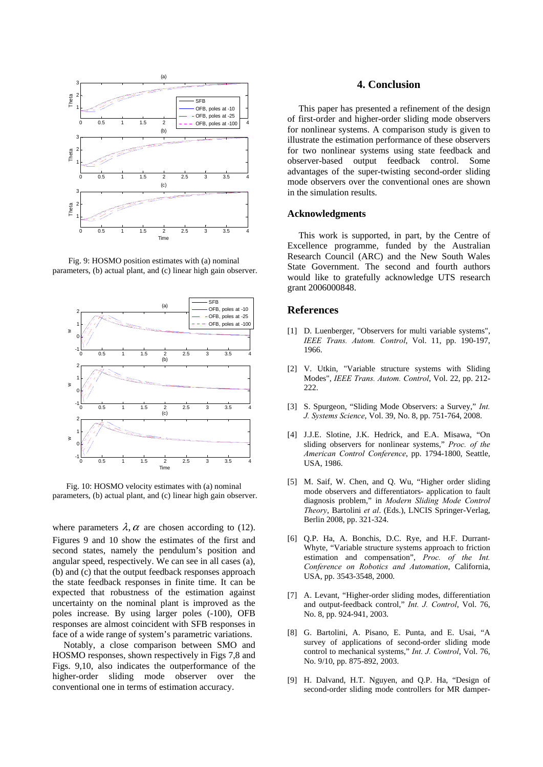Fig. 9: HOSMO position estimates with (a) nominal parameters, (b) actual plant, and (c) linear high gain observer.

Fig. 10: HOSMO velocity estimates with (a) nominal parameters, (b) actual plant, and (c) linear high gain observer.

where parameters $\lambda, \alpha$ are chosen according to (12). Figures 9 and 10 show the estimates of the first and second states, namely the pendulum's position and angular speed, respectively. We can see in all cases (a), (b) and (c) that the output feedback responses approach the state feedback responses in finite time. It can be expected that robustness of the estimation against uncertainty on the nominal plant is improved as the poles increase. By using larger poles (-100), OFB responses are almost coincident with SFB responses in face of a wide range of system's parametric variations.

Notably, a close comparison between SMO and HOSMO responses, shown respectively in Figs 7,8 and Figs. 9,10, also indicates the outperformance of the higher-order sliding mode observer over the conventional one in terms of estimation accuracy.

## 4. Conclusion

This paper has presented a refinement of the design of first-order and higher-order sliding mode observers for nonlinear systems. A comparison study is given to illustrate the estimation performance of these observers for two nonlinear systems using state feedback and observer-based output feedback control. Some advantages of the super-twisting second-order sliding mode observers over the conventional ones are shown in the simulation results.

### Acknowledgments

This work is supported, in part, by the Centre of Excellence programme, funded by the Australian Research Council (ARC) and the New South Wales State Government. The second and fourth authors would like to gratefully acknowledge UTS research grant 2006000848.

## References

[1] D. Luenberger, "Observers for multi variable systems", *IEEE Trans. Autom. Control*, Vol. 11, pp. 190-197, 1966.

[2] V. Utkin, "Variable structure systems with Sliding Modes", *IEEE Trans. Autom. Control*, Vol. 22, pp. 212-222.

[3] S. Spurgeon, "Sliding Mode Observers: a Survey," *Int. J. Systems Science*, Vol. 39, No. 8, pp. 751-764, 2008.

[4] J.J.E. Slotine, J.K. Hedrick, and E.A. Misawa, "On sliding observers for nonlinear systems," *Proc. of the American Control Conference*, pp. 1794-1800, Seattle, USA, 1986.

[5] M. Saif, W. Chen, and Q. Wu, "Higher order sliding mode observers and differentiators- application to fault diagnosis problem," in *Modern Sliding Mode Control Theory*, Bartolini *et al*. (Eds.), LNCIS Springer-Verlag, Berlin 2008, pp. 321-324.

[6] Q.P. Ha, A. Bonchis, D.C. Rye, and H.F. Durrant-Whyte, "Variable structure systems approach to friction estimation and compensation", *Proc. of the Int. Conference on Robotics and Automation*, California, USA, pp. 3543-3548, 2000.

[7] A. Levant, "Higher-order sliding modes, differentiation and output-feedback control," *Int. J. Control*, Vol. 76, No. 8, pp. 924-941, 2003.

[8] G. Bartolini, A. Pisano, E. Punta, and E. Usai, "A survey of applications of second-order sliding mode control to mechanical systems," *Int. J. Control*, Vol. 76, No. 9/10, pp. 875-892, 2003.

[9] H. Dalvand, H.T. Nguyen, and Q.P. Ha, "Design of second-order sliding mode controllers for MR damper-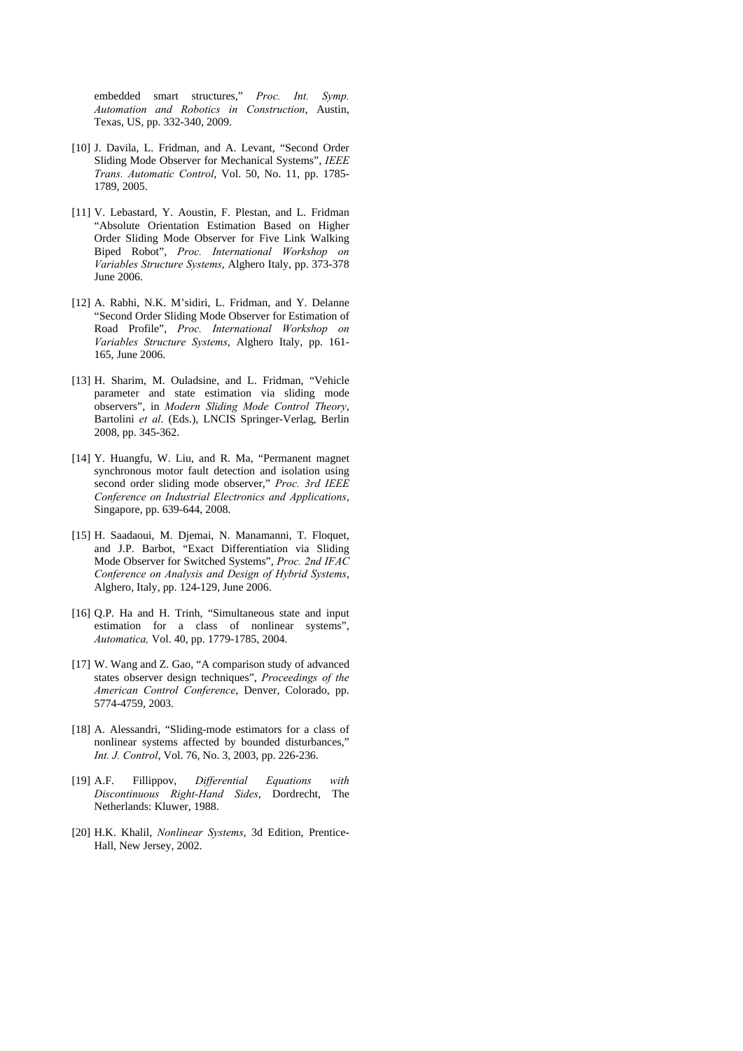embedded smart structures," *Proc. Int. Symp. Automation and Robotics in Construction*, Austin, Texas, US, pp. 332-340, 2009.

[10] J. Davila, L. Fridman, and A. Levant, "Second Order Sliding Mode Observer for Mechanical Systems", *IEEE Trans. Automatic Control*, Vol. 50, No. 11, pp. 1785-1789, 2005.

[11] V. Lebastard, Y. Aoustin, F. Plestan, and L. Fridman "Absolute Orientation Estimation Based on Higher Order Sliding Mode Observer for Five Link Walking Biped Robot", *Proc. International Workshop on Variables Structure Systems*, Alghero Italy, pp. 373-378 June 2006.

[12] A. Rabhi, N.K. M'sidiri, L. Fridman, and Y. Delanne "Second Order Sliding Mode Observer for Estimation of Road Profile", *Proc. International Workshop on Variables Structure Systems*, Alghero Italy, pp. 161-165, June 2006.

[13] H. Sharim, M. Ouladsine, and L. Fridman, "Vehicle parameter and state estimation via sliding mode observers", in *Modern Sliding Mode Control Theory*, Bartolini *et al*. (Eds.), LNCIS Springer-Verlag, Berlin 2008, pp. 345-362.

[14] Y. Huangfu, W. Liu, and R. Ma, "Permanent magnet synchronous motor fault detection and isolation using second order sliding mode observer," *Proc. 3rd IEEE Conference on Industrial Electronics and Applications*, Singapore, pp. 639-644, 2008.

[15] H. Saadaoui, M. Djemai, N. Manamanni, T. Floquet, and J.P. Barbot, "Exact Differentiation via Sliding Mode Observer for Switched Systems", *Proc. 2nd IFAC Conference on Analysis and Design of Hybrid Systems*, Alghero, Italy, pp. 124-129, June 2006.

[16] Q.P. Ha and H. Trinh, "Simultaneous state and input estimation for a class of nonlinear systems", *Automatica,* Vol. 40, pp. 1779-1785, 2004.

[17] W. Wang and Z. Gao, "A comparison study of advanced states observer design techniques", *Proceedings of the American Control Conference*, Denver, Colorado, pp. 5774-4759, 2003.

[18] A. Alessandri, "Sliding-mode estimators for a class of nonlinear systems affected by bounded disturbances," *Int. J. Control*, Vol. 76, No. 3, 2003, pp. 226-236.

[19] A.F. Fillippov, *Differential Equations with Discontinuous Right-Hand Sides*, Dordrecht, The Netherlands: Kluwer, 1988.

[20] H.K. Khalil, *Nonlinear Systems*, 3d Edition, Prentice-Hall, New Jersey, 2002.